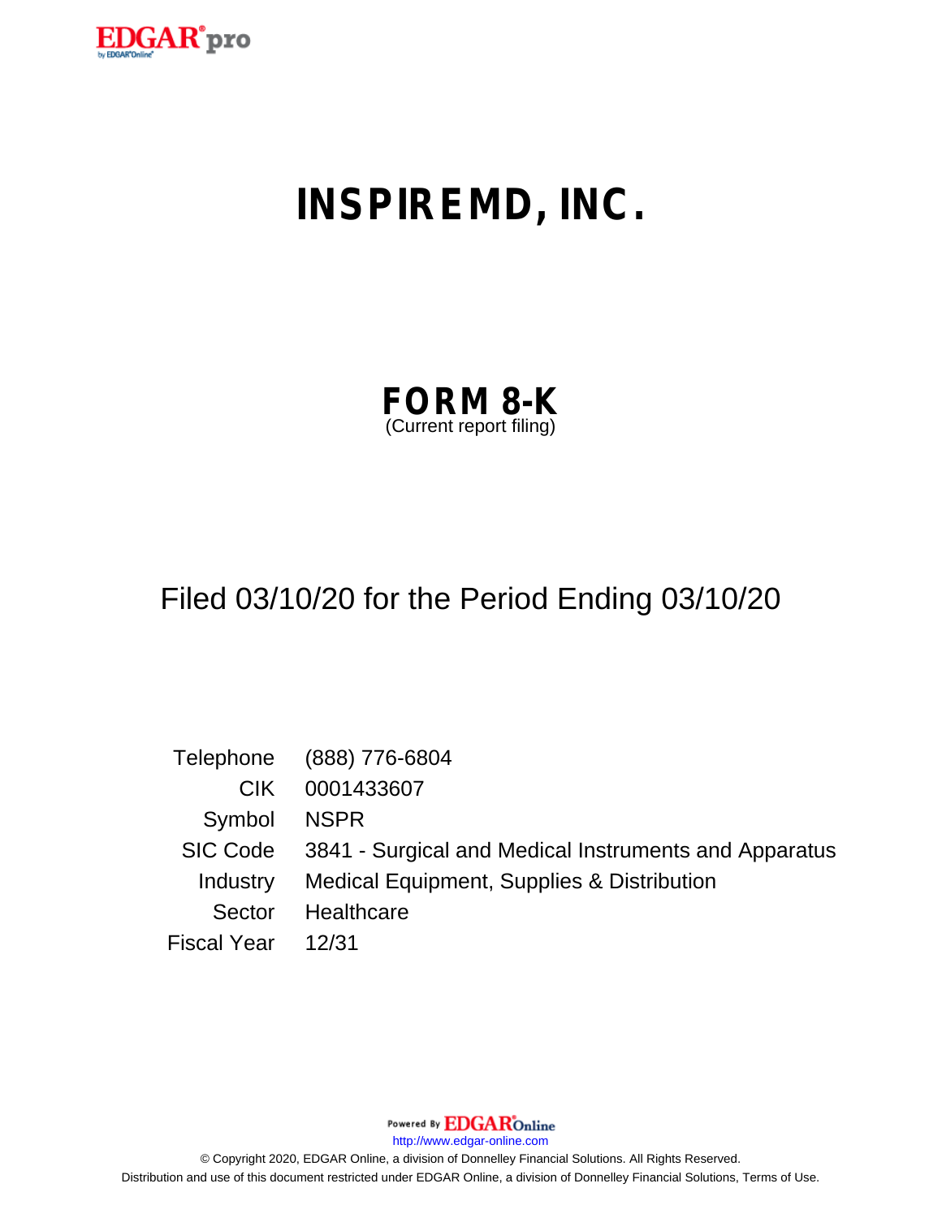# INSPIREMD, INC.

## FORM 8-K
(Current report filing)

Filed 03/10/20 for the Period Ending 03/10/20

| | |
|---|---|
| Telephone | (888) 776-6804 |
| CIK | 0001433607 |
| Symbol | NSPR |
| SIC Code | 3841 - Surgical and Medical Instruments and Apparatus |
| Industry | Medical Equipment, Supplies & Distribution |
| Sector | Healthcare |
| Fiscal Year | 12/31 |

Powered By EDGAR Online

http://www.edgar-online.com

© Copyright 2020, EDGAR Online, a division of Donnelley Financial Solutions. All Rights Reserved.

Distribution and use of this document restricted under EDGAR Online, a division of Donnelley Financial Solutions, Terms of Use.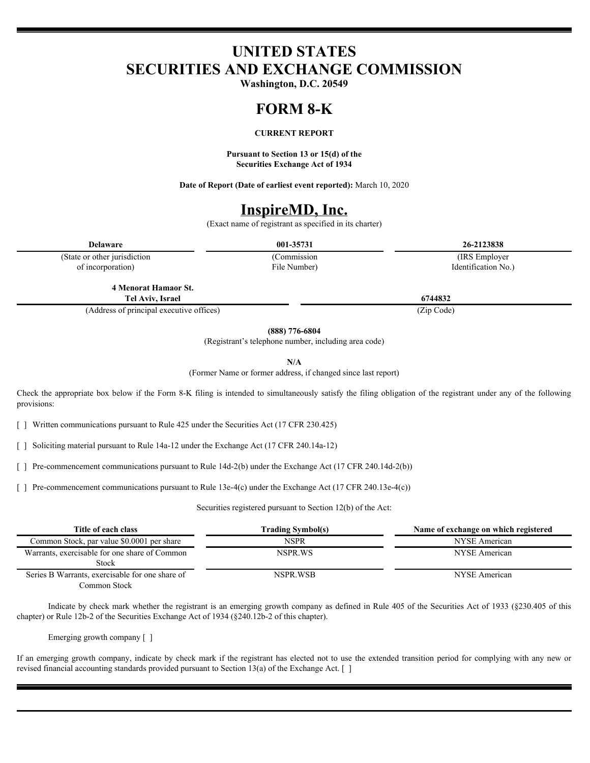# UNITED STATES
# SECURITIES AND EXCHANGE COMMISSION

**Washington, D.C. 20549**

# FORM 8-K

**CURRENT REPORT**

**Pursuant to Section 13 or 15(d) of the Securities Exchange Act of 1934**

**Date of Report (Date of earliest event reported):** March 10, 2020

# InspireMD, Inc.

(Exact name of registrant as specified in its charter)

| **Delaware** | **001-35731** | **26-2123838** |
|---|---|---|
| (State or other jurisdiction of incorporation) | (Commission File Number) | (IRS Employer Identification No.) |

| **4 Menorat Hamaor St. Tel Aviv, Israel** | **6744832** |
|---|---|
| (Address of principal executive offices) | (Zip Code) |

**(888) 776-6804**

(Registrant's telephone number, including area code)

**N/A**

(Former Name or former address, if changed since last report)

Check the appropriate box below if the Form 8-K filing is intended to simultaneously satisfy the filing obligation of the registrant under any of the following provisions:

[ ] Written communications pursuant to Rule 425 under the Securities Act (17 CFR 230.425)

[ ] Soliciting material pursuant to Rule 14a-12 under the Exchange Act (17 CFR 240.14a-12)

[ ] Pre-commencement communications pursuant to Rule 14d-2(b) under the Exchange Act (17 CFR 240.14d-2(b))

[ ] Pre-commencement communications pursuant to Rule 13e-4(c) under the Exchange Act (17 CFR 240.13e-4(c))

Securities registered pursuant to Section 12(b) of the Act:

| Title of each class | Trading Symbol(s) | Name of exchange on which registered |
|---|---|---|
| Common Stock, par value $0.0001 per share | NSPR | NYSE American |
| Warrants, exercisable for one share of Common Stock | NSPR.WS | NYSE American |
| Series B Warrants, exercisable for one share of Common Stock | NSPR.WSB | NYSE American |

Indicate by check mark whether the registrant is an emerging growth company as defined in Rule 405 of the Securities Act of 1933 (§230.405 of this chapter) or Rule 12b-2 of the Securities Exchange Act of 1934 (§240.12b-2 of this chapter).

Emerging growth company [ ]

If an emerging growth company, indicate by check mark if the registrant has elected not to use the extended transition period for complying with any new or revised financial accounting standards provided pursuant to Section 13(a) of the Exchange Act. [ ]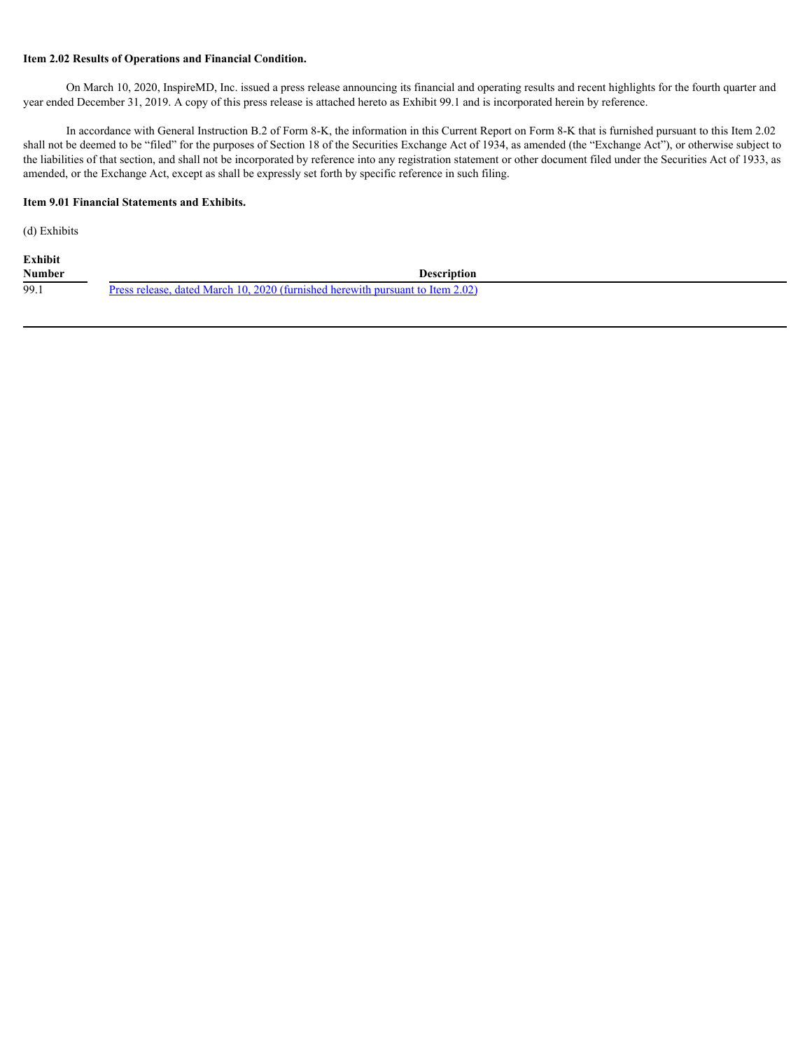**Item 2.02 Results of Operations and Financial Condition.**

On March 10, 2020, InspireMD, Inc. issued a press release announcing its financial and operating results and recent highlights for the fourth quarter and year ended December 31, 2019. A copy of this press release is attached hereto as Exhibit 99.1 and is incorporated herein by reference.

In accordance with General Instruction B.2 of Form 8-K, the information in this Current Report on Form 8-K that is furnished pursuant to this Item 2.02 shall not be deemed to be "filed" for the purposes of Section 18 of the Securities Exchange Act of 1934, as amended (the "Exchange Act"), or otherwise subject to the liabilities of that section, and shall not be incorporated by reference into any registration statement or other document filed under the Securities Act of 1933, as amended, or the Exchange Act, except as shall be expressly set forth by specific reference in such filing.

**Item 9.01 Financial Statements and Exhibits.**

(d) Exhibits

| Exhibit Number | Description |
|---|---|
| 99.1 | Press release, dated March 10, 2020 (furnished herewith pursuant to Item 2.02) |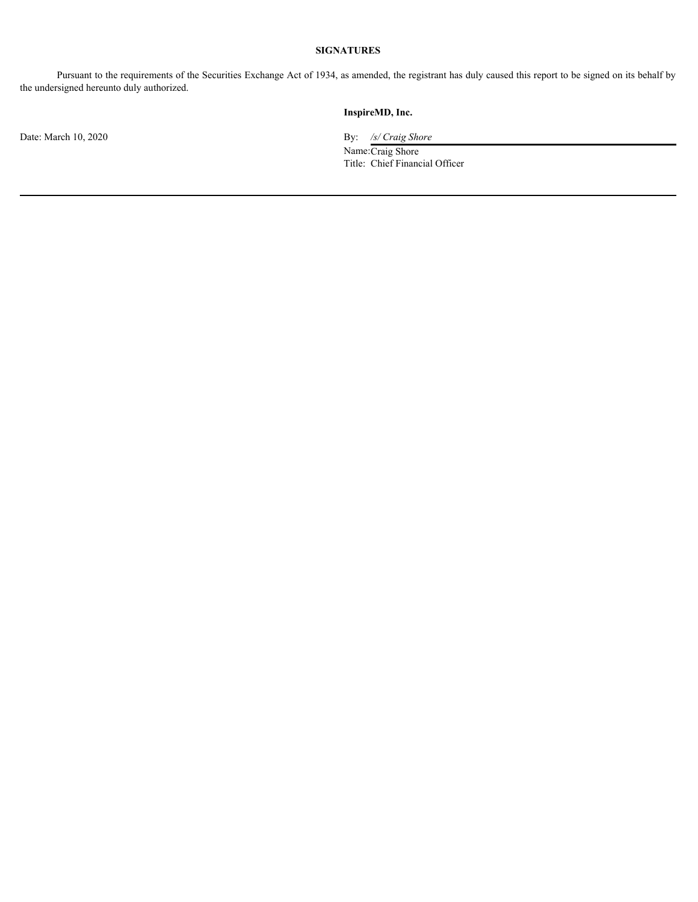**SIGNATURES**

Pursuant to the requirements of the Securities Exchange Act of 1934, as amended, the registrant has duly caused this report to be signed on its behalf by the undersigned hereunto duly authorized.

**InspireMD, Inc.**

Date: March 10, 2020

By: */s/ Craig Shore*

Name: Craig Shore

Title: Chief Financial Officer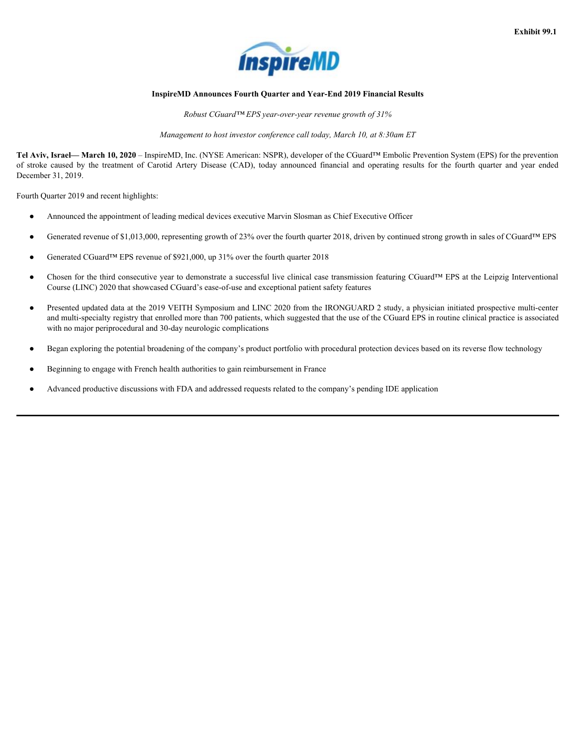Exhibit 99.1

**InspireMD Announces Fourth Quarter and Year-End 2019 Financial Results**

*Robust CGuard™ EPS year-over-year revenue growth of 31%*

*Management to host investor conference call today, March 10, at 8:30am ET*

**Tel Aviv, Israel— March 10, 2020** – InspireMD, Inc. (NYSE American: NSPR), developer of the CGuard™ Embolic Prevention System (EPS) for the prevention of stroke caused by the treatment of Carotid Artery Disease (CAD), today announced financial and operating results for the fourth quarter and year ended December 31, 2019.

Fourth Quarter 2019 and recent highlights:

- Announced the appointment of leading medical devices executive Marvin Slosman as Chief Executive Officer
- Generated revenue of $1,013,000, representing growth of 23% over the fourth quarter 2018, driven by continued strong growth in sales of CGuard™ EPS
- Generated CGuard™ EPS revenue of $921,000, up 31% over the fourth quarter 2018
- Chosen for the third consecutive year to demonstrate a successful live clinical case transmission featuring CGuard™ EPS at the Leipzig Interventional Course (LINC) 2020 that showcased CGuard's ease-of-use and exceptional patient safety features
- Presented updated data at the 2019 VEITH Symposium and LINC 2020 from the IRONGUARD 2 study, a physician initiated prospective multi-center and multi-specialty registry that enrolled more than 700 patients, which suggested that the use of the CGuard EPS in routine clinical practice is associated with no major periprocedural and 30-day neurologic complications
- Began exploring the potential broadening of the company's product portfolio with procedural protection devices based on its reverse flow technology
- Beginning to engage with French health authorities to gain reimbursement in France
- Advanced productive discussions with FDA and addressed requests related to the company's pending IDE application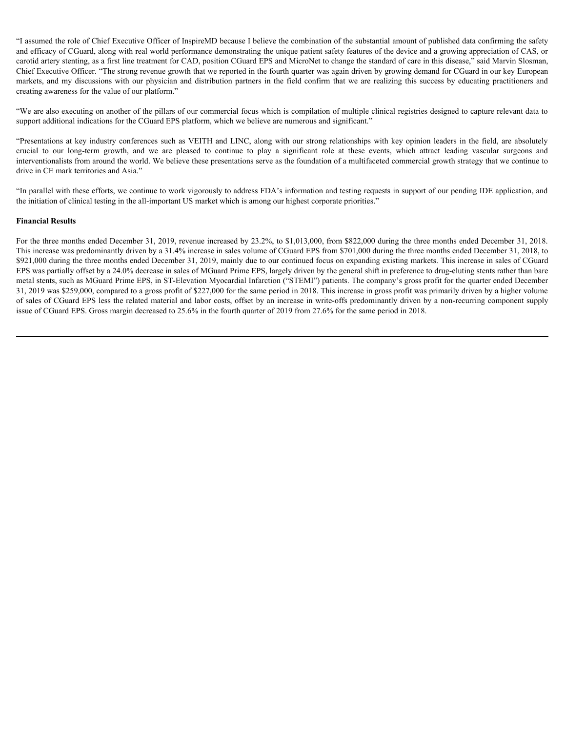"I assumed the role of Chief Executive Officer of InspireMD because I believe the combination of the substantial amount of published data confirming the safety and efficacy of CGuard, along with real world performance demonstrating the unique patient safety features of the device and a growing appreciation of CAS, or carotid artery stenting, as a first line treatment for CAD, position CGuard EPS and MicroNet to change the standard of care in this disease," said Marvin Slosman, Chief Executive Officer. "The strong revenue growth that we reported in the fourth quarter was again driven by growing demand for CGuard in our key European markets, and my discussions with our physician and distribution partners in the field confirm that we are realizing this success by educating practitioners and creating awareness for the value of our platform."

"We are also executing on another of the pillars of our commercial focus which is compilation of multiple clinical registries designed to capture relevant data to support additional indications for the CGuard EPS platform, which we believe are numerous and significant."

"Presentations at key industry conferences such as VEITH and LINC, along with our strong relationships with key opinion leaders in the field, are absolutely crucial to our long-term growth, and we are pleased to continue to play a significant role at these events, which attract leading vascular surgeons and interventionalists from around the world. We believe these presentations serve as the foundation of a multifaceted commercial growth strategy that we continue to drive in CE mark territories and Asia."

"In parallel with these efforts, we continue to work vigorously to address FDA's information and testing requests in support of our pending IDE application, and the initiation of clinical testing in the all-important US market which is among our highest corporate priorities."

**Financial Results**

For the three months ended December 31, 2019, revenue increased by 23.2%, to $1,013,000, from $822,000 during the three months ended December 31, 2018. This increase was predominantly driven by a 31.4% increase in sales volume of CGuard EPS from $701,000 during the three months ended December 31, 2018, to $921,000 during the three months ended December 31, 2019, mainly due to our continued focus on expanding existing markets. This increase in sales of CGuard EPS was partially offset by a 24.0% decrease in sales of MGuard Prime EPS, largely driven by the general shift in preference to drug-eluting stents rather than bare metal stents, such as MGuard Prime EPS, in ST-Elevation Myocardial Infarction ("STEMI") patients. The company's gross profit for the quarter ended December 31, 2019 was $259,000, compared to a gross profit of $227,000 for the same period in 2018. This increase in gross profit was primarily driven by a higher volume of sales of CGuard EPS less the related material and labor costs, offset by an increase in write-offs predominantly driven by a non-recurring component supply issue of CGuard EPS. Gross margin decreased to 25.6% in the fourth quarter of 2019 from 27.6% for the same period in 2018.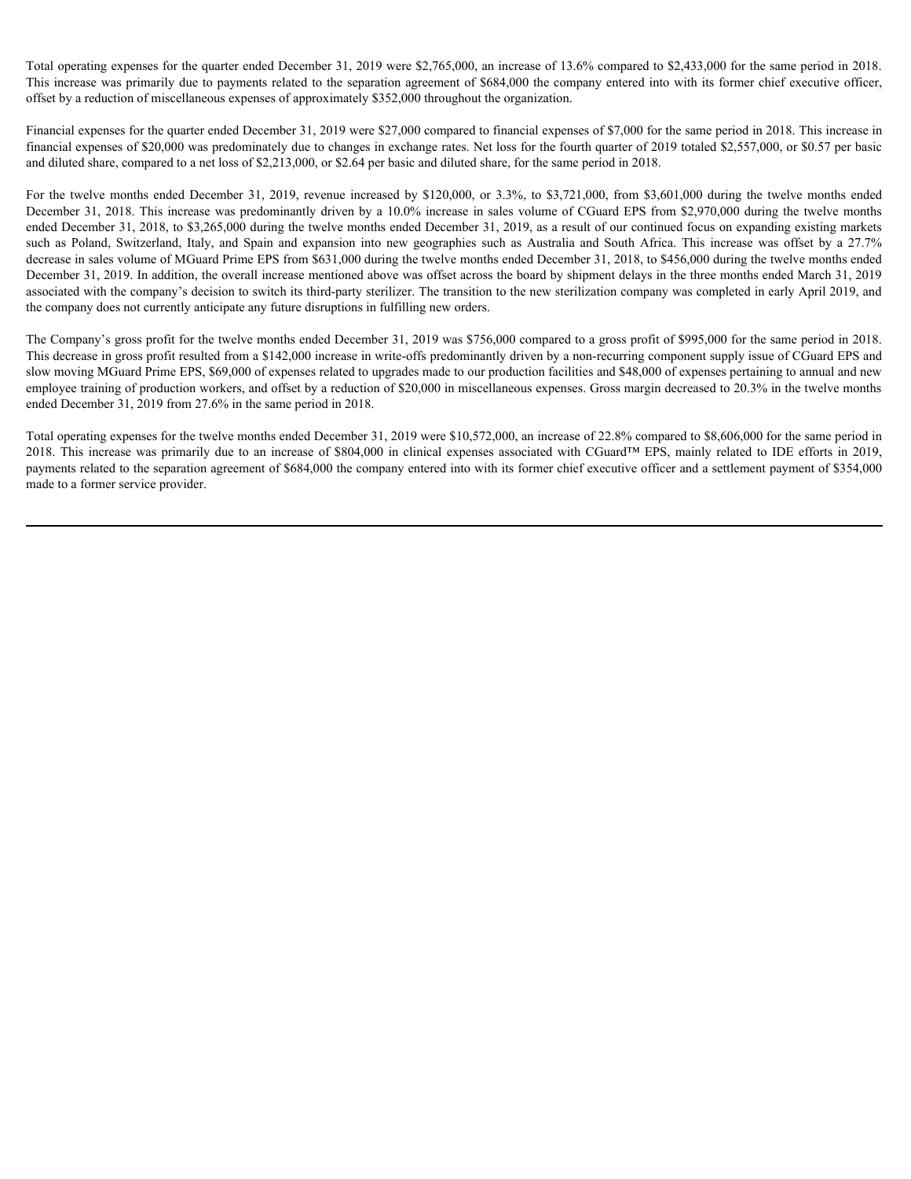Total operating expenses for the quarter ended December 31, 2019 were $2,765,000, an increase of 13.6% compared to $2,433,000 for the same period in 2018. This increase was primarily due to payments related to the separation agreement of $684,000 the company entered into with its former chief executive officer, offset by a reduction of miscellaneous expenses of approximately $352,000 throughout the organization.

Financial expenses for the quarter ended December 31, 2019 were $27,000 compared to financial expenses of $7,000 for the same period in 2018. This increase in financial expenses of $20,000 was predominately due to changes in exchange rates. Net loss for the fourth quarter of 2019 totaled $2,557,000, or $0.57 per basic and diluted share, compared to a net loss of $2,213,000, or $2.64 per basic and diluted share, for the same period in 2018.

For the twelve months ended December 31, 2019, revenue increased by $120,000, or 3.3%, to $3,721,000, from $3,601,000 during the twelve months ended December 31, 2018. This increase was predominantly driven by a 10.0% increase in sales volume of CGuard EPS from $2,970,000 during the twelve months ended December 31, 2018, to $3,265,000 during the twelve months ended December 31, 2019, as a result of our continued focus on expanding existing markets such as Poland, Switzerland, Italy, and Spain and expansion into new geographies such as Australia and South Africa. This increase was offset by a 27.7% decrease in sales volume of MGuard Prime EPS from $631,000 during the twelve months ended December 31, 2018, to $456,000 during the twelve months ended December 31, 2019. In addition, the overall increase mentioned above was offset across the board by shipment delays in the three months ended March 31, 2019 associated with the company's decision to switch its third-party sterilizer. The transition to the new sterilization company was completed in early April 2019, and the company does not currently anticipate any future disruptions in fulfilling new orders.

The Company's gross profit for the twelve months ended December 31, 2019 was $756,000 compared to a gross profit of $995,000 for the same period in 2018. This decrease in gross profit resulted from a $142,000 increase in write-offs predominantly driven by a non-recurring component supply issue of CGuard EPS and slow moving MGuard Prime EPS, $69,000 of expenses related to upgrades made to our production facilities and $48,000 of expenses pertaining to annual and new employee training of production workers, and offset by a reduction of $20,000 in miscellaneous expenses. Gross margin decreased to 20.3% in the twelve months ended December 31, 2019 from 27.6% in the same period in 2018.

Total operating expenses for the twelve months ended December 31, 2019 were $10,572,000, an increase of 22.8% compared to $8,606,000 for the same period in 2018. This increase was primarily due to an increase of $804,000 in clinical expenses associated with CGuard™ EPS, mainly related to IDE efforts in 2019, payments related to the separation agreement of $684,000 the company entered into with its former chief executive officer and a settlement payment of $354,000 made to a former service provider.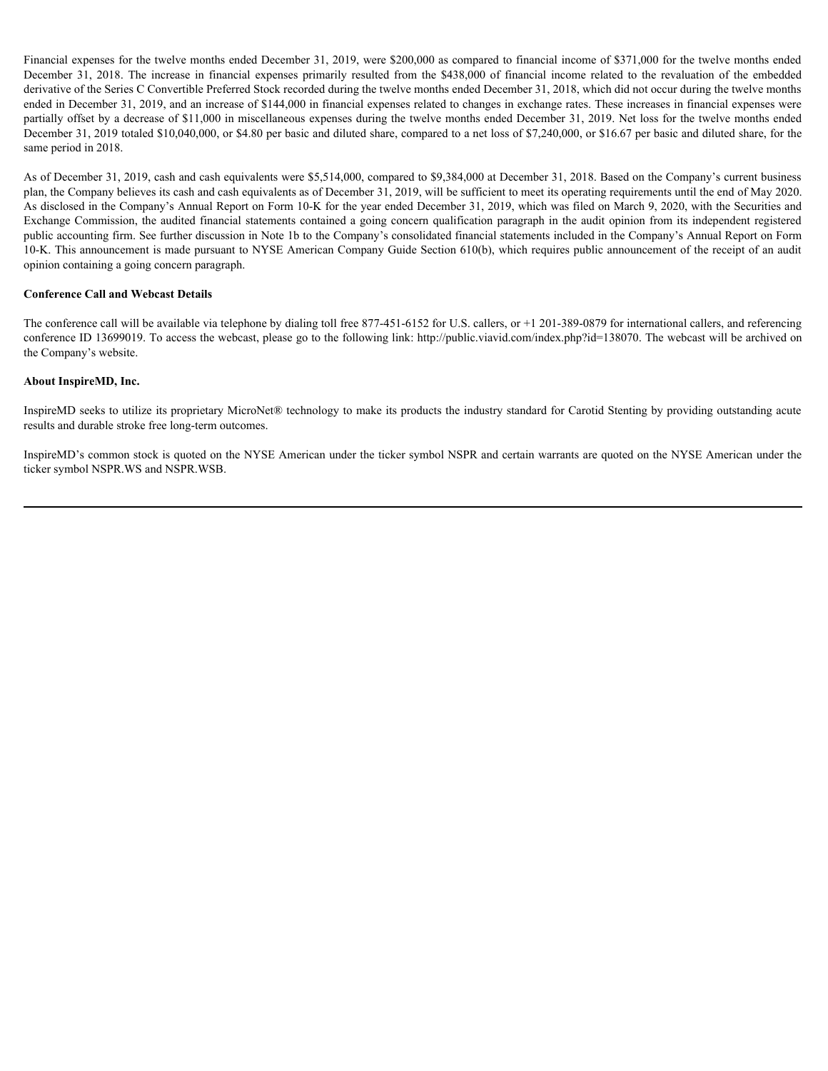Financial expenses for the twelve months ended December 31, 2019, were $200,000 as compared to financial income of $371,000 for the twelve months ended December 31, 2018. The increase in financial expenses primarily resulted from the $438,000 of financial income related to the revaluation of the embedded derivative of the Series C Convertible Preferred Stock recorded during the twelve months ended December 31, 2018, which did not occur during the twelve months ended in December 31, 2019, and an increase of $144,000 in financial expenses related to changes in exchange rates. These increases in financial expenses were partially offset by a decrease of $11,000 in miscellaneous expenses during the twelve months ended December 31, 2019. Net loss for the twelve months ended December 31, 2019 totaled $10,040,000, or $4.80 per basic and diluted share, compared to a net loss of $7,240,000, or $16.67 per basic and diluted share, for the same period in 2018.

As of December 31, 2019, cash and cash equivalents were $5,514,000, compared to $9,384,000 at December 31, 2018. Based on the Company's current business plan, the Company believes its cash and cash equivalents as of December 31, 2019, will be sufficient to meet its operating requirements until the end of May 2020. As disclosed in the Company's Annual Report on Form 10-K for the year ended December 31, 2019, which was filed on March 9, 2020, with the Securities and Exchange Commission, the audited financial statements contained a going concern qualification paragraph in the audit opinion from its independent registered public accounting firm. See further discussion in Note 1b to the Company's consolidated financial statements included in the Company's Annual Report on Form 10-K. This announcement is made pursuant to NYSE American Company Guide Section 610(b), which requires public announcement of the receipt of an audit opinion containing a going concern paragraph.

**Conference Call and Webcast Details**

The conference call will be available via telephone by dialing toll free 877-451-6152 for U.S. callers, or +1 201-389-0879 for international callers, and referencing conference ID 13699019. To access the webcast, please go to the following link: http://public.viavid.com/index.php?id=138070. The webcast will be archived on the Company's website.

**About InspireMD, Inc.**

InspireMD seeks to utilize its proprietary MicroNet® technology to make its products the industry standard for Carotid Stenting by providing outstanding acute results and durable stroke free long-term outcomes.

InspireMD's common stock is quoted on the NYSE American under the ticker symbol NSPR and certain warrants are quoted on the NYSE American under the ticker symbol NSPR.WS and NSPR.WSB.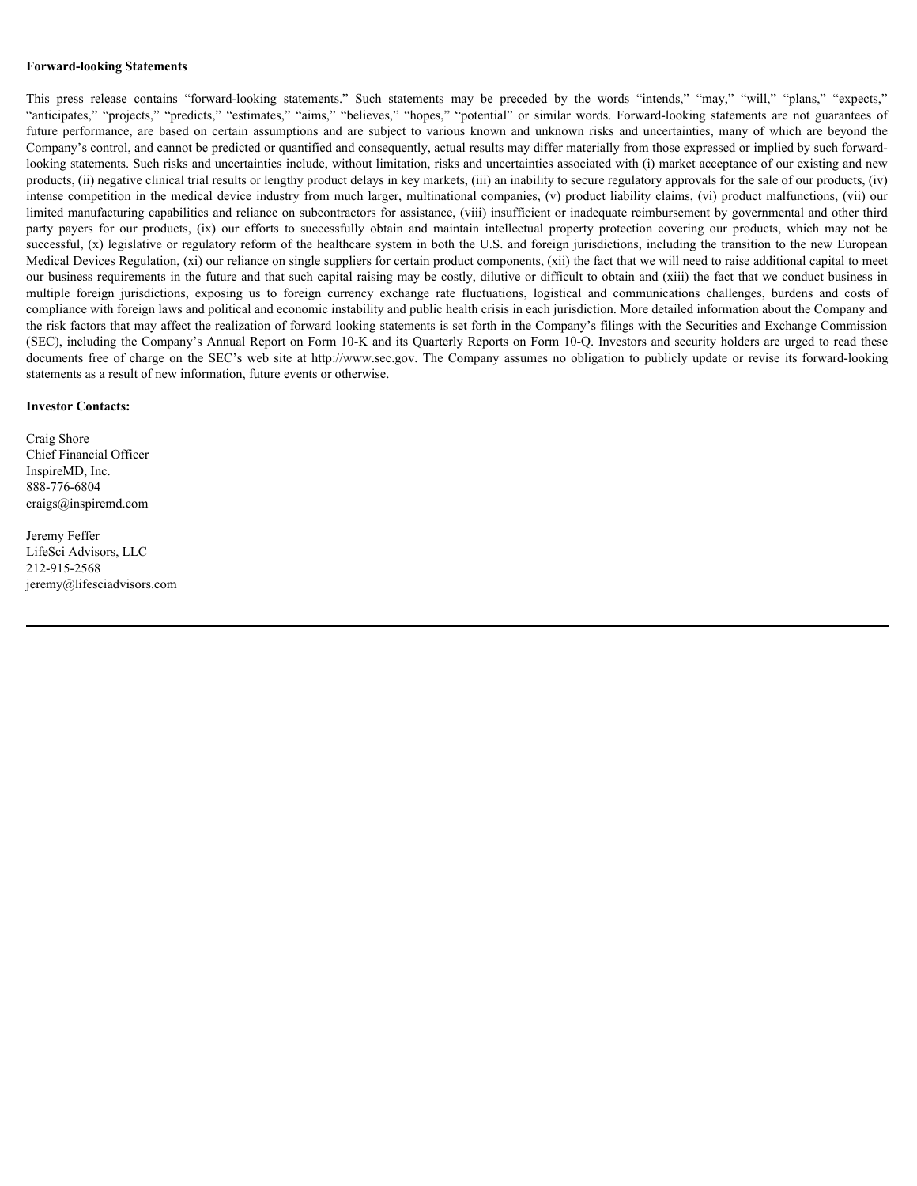**Forward-looking Statements**

This press release contains "forward-looking statements." Such statements may be preceded by the words "intends," "may," "will," "plans," "expects," "anticipates," "projects," "predicts," "estimates," "aims," "believes," "hopes," "potential" or similar words. Forward-looking statements are not guarantees of future performance, are based on certain assumptions and are subject to various known and unknown risks and uncertainties, many of which are beyond the Company's control, and cannot be predicted or quantified and consequently, actual results may differ materially from those expressed or implied by such forward-looking statements. Such risks and uncertainties include, without limitation, risks and uncertainties associated with (i) market acceptance of our existing and new products, (ii) negative clinical trial results or lengthy product delays in key markets, (iii) an inability to secure regulatory approvals for the sale of our products, (iv) intense competition in the medical device industry from much larger, multinational companies, (v) product liability claims, (vi) product malfunctions, (vii) our limited manufacturing capabilities and reliance on subcontractors for assistance, (viii) insufficient or inadequate reimbursement by governmental and other third party payers for our products, (ix) our efforts to successfully obtain and maintain intellectual property protection covering our products, which may not be successful, (x) legislative or regulatory reform of the healthcare system in both the U.S. and foreign jurisdictions, including the transition to the new European Medical Devices Regulation, (xi) our reliance on single suppliers for certain product components, (xii) the fact that we will need to raise additional capital to meet our business requirements in the future and that such capital raising may be costly, dilutive or difficult to obtain and (xiii) the fact that we conduct business in multiple foreign jurisdictions, exposing us to foreign currency exchange rate fluctuations, logistical and communications challenges, burdens and costs of compliance with foreign laws and political and economic instability and public health crisis in each jurisdiction. More detailed information about the Company and the risk factors that may affect the realization of forward looking statements is set forth in the Company's filings with the Securities and Exchange Commission (SEC), including the Company's Annual Report on Form 10-K and its Quarterly Reports on Form 10-Q. Investors and security holders are urged to read these documents free of charge on the SEC's web site at http://www.sec.gov. The Company assumes no obligation to publicly update or revise its forward-looking statements as a result of new information, future events or otherwise.

**Investor Contacts:**

Craig Shore
Chief Financial Officer
InspireMD, Inc.
888-776-6804
craigs@inspiremd.com

Jeremy Feffer
LifeSci Advisors, LLC
212-915-2568
jeremy@lifesciadvisors.com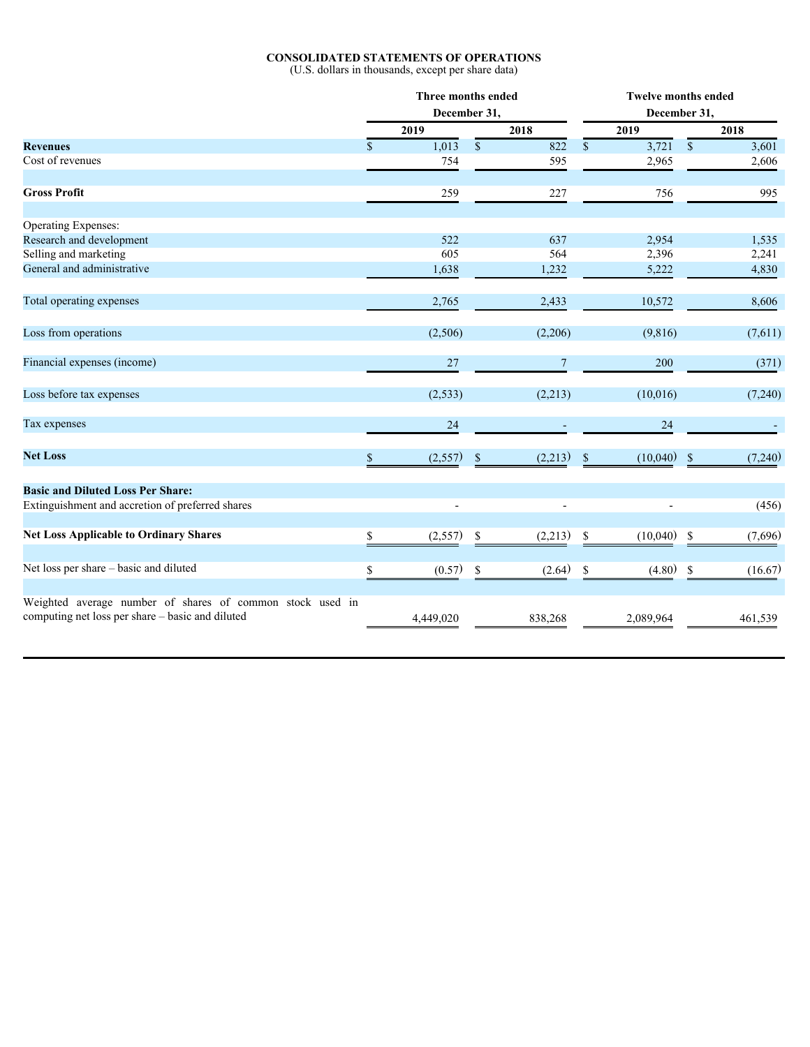**CONSOLIDATED STATEMENTS OF OPERATIONS**
(U.S. dollars in thousands, except per share data)

| | Three months ended December 31, | | Twelve months ended December 31, | |
|---|---|---|---|---|
| | 2019 | 2018 | 2019 | 2018 |
| **Revenues** | $ 1,013 | $ 822 | $ 3,721 | $ 3,601 |
| Cost of revenues | 754 | 595 | 2,965 | 2,606 |
| **Gross Profit** | 259 | 227 | 756 | 995 |
| Operating Expenses: | | | | |
| Research and development | 522 | 637 | 2,954 | 1,535 |
| Selling and marketing | 605 | 564 | 2,396 | 2,241 |
| General and administrative | 1,638 | 1,232 | 5,222 | 4,830 |
| Total operating expenses | 2,765 | 2,433 | 10,572 | 8,606 |
| Loss from operations | (2,506) | (2,206) | (9,816) | (7,611) |
| Financial expenses (income) | 27 | 7 | 200 | (371) |
| Loss before tax expenses | (2,533) | (2,213) | (10,016) | (7,240) |
| Tax expenses | 24 | - | 24 | - |
| **Net Loss** | $ (2,557) | $ (2,213) | $ (10,040) | $ (7,240) |
| **Basic and Diluted Loss Per Share:** | | | | |
| Extinguishment and accretion of preferred shares | - | - | - | (456) |
| **Net Loss Applicable to Ordinary Shares** | $ (2,557) | $ (2,213) | $ (10,040) | $ (7,696) |
| Net loss per share – basic and diluted | $ (0.57) | $ (2.64) | $ (4.80) | $ (16.67) |
| Weighted average number of shares of common stock used in computing net loss per share – basic and diluted | 4,449,020 | 838,268 | 2,089,964 | 461,539 |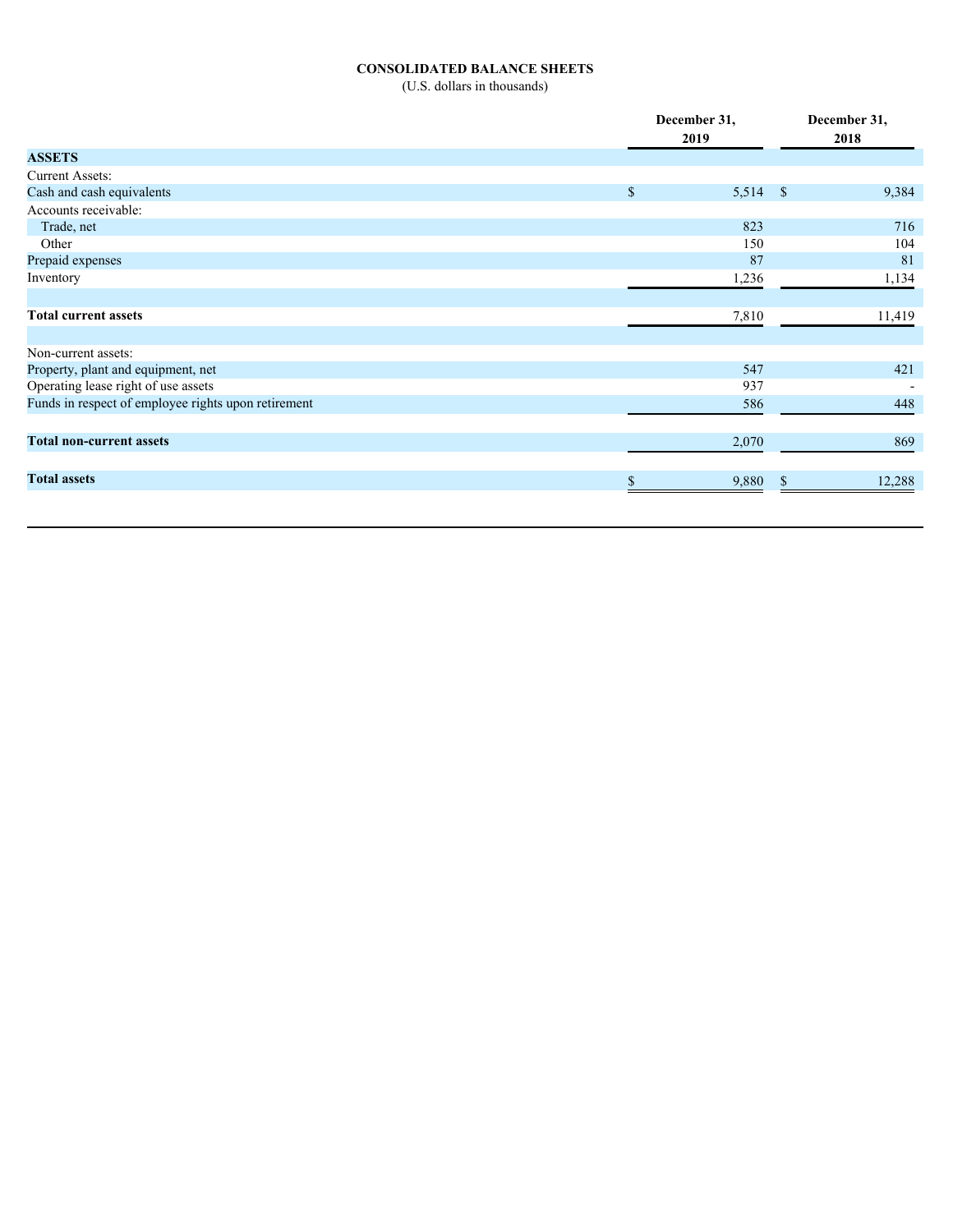# CONSOLIDATED BALANCE SHEETS

(U.S. dollars in thousands)

| | December 31, 2019 | December 31, 2018 |
|---|---|---|
| **ASSETS** | | |
| Current Assets: | | |
| Cash and cash equivalents | $ 5,514 | $ 9,384 |
| Accounts receivable: | | |
| Trade, net | 823 | 716 |
| Other | 150 | 104 |
| Prepaid expenses | 87 | 81 |
| Inventory | 1,236 | 1,134 |
| **Total current assets** | 7,810 | 11,419 |
| Non-current assets: | | |
| Property, plant and equipment, net | 547 | 421 |
| Operating lease right of use assets | 937 | - |
| Funds in respect of employee rights upon retirement | 586 | 448 |
| **Total non-current assets** | 2,070 | 869 |
| **Total assets** | $ 9,880 | $ 12,288 |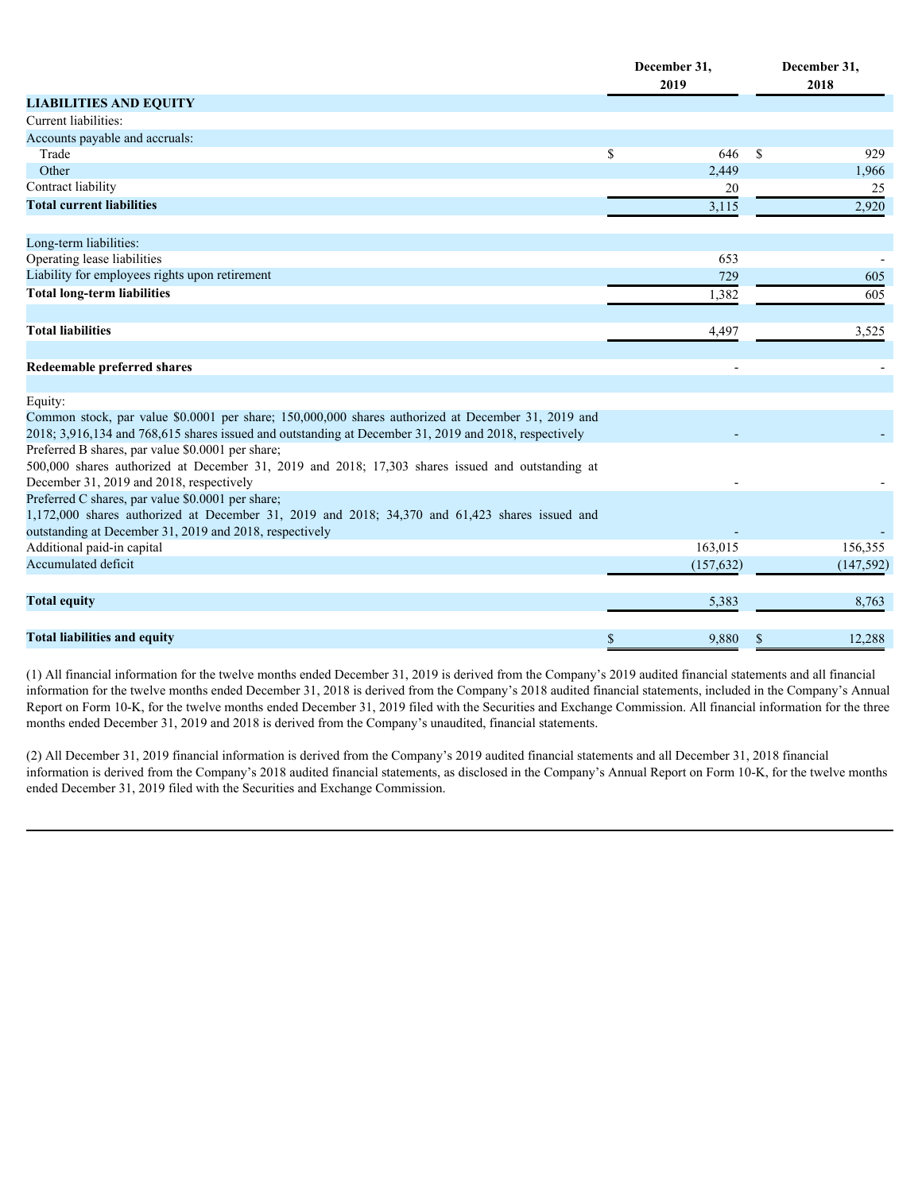| | December 31, 2019 | December 31, 2018 |
|---|---|---|
| **LIABILITIES AND EQUITY** | | |
| Current liabilities: | | |
| Accounts payable and accruals: | | |
| Trade | $ 646 | $ 929 |
| Other | 2,449 | 1,966 |
| Contract liability | 20 | 25 |
| **Total current liabilities** | 3,115 | 2,920 |
| | | |
| Long-term liabilities: | | |
| Operating lease liabilities | 653 | - |
| Liability for employees rights upon retirement | 729 | 605 |
| **Total long-term liabilities** | 1,382 | 605 |
| | | |
| **Total liabilities** | 4,497 | 3,525 |
| | | |
| **Redeemable preferred shares** | - | - |
| | | |
| Equity: | | |
| Common stock, par value $0.0001 per share; 150,000,000 shares authorized at December 31, 2019 and 2018; 3,916,134 and 768,615 shares issued and outstanding at December 31, 2019 and 2018, respectively | - | - |
| Preferred B shares, par value $0.0001 per share; 500,000 shares authorized at December 31, 2019 and 2018; 17,303 shares issued and outstanding at December 31, 2019 and 2018, respectively | - | - |
| Preferred C shares, par value $0.0001 per share; 1,172,000 shares authorized at December 31, 2019 and 2018; 34,370 and 61,423 shares issued and outstanding at December 31, 2019 and 2018, respectively | - | - |
| Additional paid-in capital | 163,015 | 156,355 |
| Accumulated deficit | (157,632) | (147,592) |
| | | |
| **Total equity** | 5,383 | 8,763 |
| | | |
| **Total liabilities and equity** | $ 9,880 | $ 12,288 |

(1) All financial information for the twelve months ended December 31, 2019 is derived from the Company's 2019 audited financial statements and all financial information for the twelve months ended December 31, 2018 is derived from the Company's 2018 audited financial statements, included in the Company's Annual Report on Form 10-K, for the twelve months ended December 31, 2019 filed with the Securities and Exchange Commission. All financial information for the three months ended December 31, 2019 and 2018 is derived from the Company's unaudited, financial statements.

(2) All December 31, 2019 financial information is derived from the Company's 2019 audited financial statements and all December 31, 2018 financial information is derived from the Company's 2018 audited financial statements, as disclosed in the Company's Annual Report on Form 10-K, for the twelve months ended December 31, 2019 filed with the Securities and Exchange Commission.